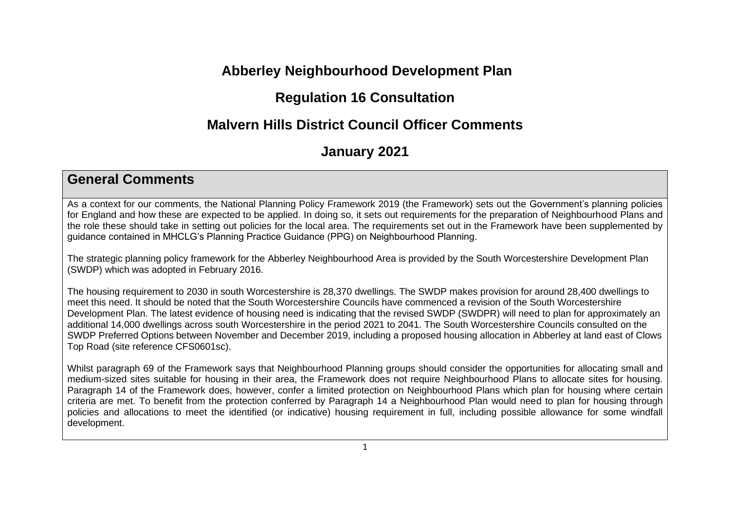# Abberley Neighbourhood Development Plan

## Regulation 16 Consultation

## Malvern Hills District Council Officer Comments

## January 2021

## General Comments

As a context for our comments, the National Planning Policy Framework 2019 (the Framework) sets out the Government's planning policies for England and how these are expected to be applied. In doing so, it sets out requirements for the preparation of Neighbourhood Plans and the role these should take in setting out policies for the local area. The requirements set out in the Framework have been supplemented by guidance contained in MHCLG's Planning Practice Guidance (PPG) on Neighbourhood Planning.

The strategic planning policy framework for the Abberley Neighbourhood Area is provided by the South Worcestershire Development Plan (SWDP) which was adopted in February 2016.

The housing requirement to 2030 in south Worcestershire is 28,370 dwellings. The SWDP makes provision for around 28,400 dwellings to meet this need. It should be noted that the South Worcestershire Councils have commenced a revision of the South Worcestershire Development Plan. The latest evidence of housing need is indicating that the revised SWDP (SWDPR) will need to plan for approximately an additional 14,000 dwellings across south Worcestershire in the period 2021 to 2041. The South Worcestershire Councils consulted on the SWDP Preferred Options between November and December 2019, including a proposed housing allocation in Abberley at land east of Clows Top Road (site reference CFS0601sc).

Whilst paragraph 69 of the Framework says that Neighbourhood Planning groups should consider the opportunities for allocating small and medium-sized sites suitable for housing in their area, the Framework does not require Neighbourhood Plans to allocate sites for housing. Paragraph 14 of the Framework does, however, confer a limited protection on Neighbourhood Plans which plan for housing where certain criteria are met. To benefit from the protection conferred by Paragraph 14 a Neighbourhood Plan would need to plan for housing through policies and allocations to meet the identified (or indicative) housing requirement in full, including possible allowance for some windfall development.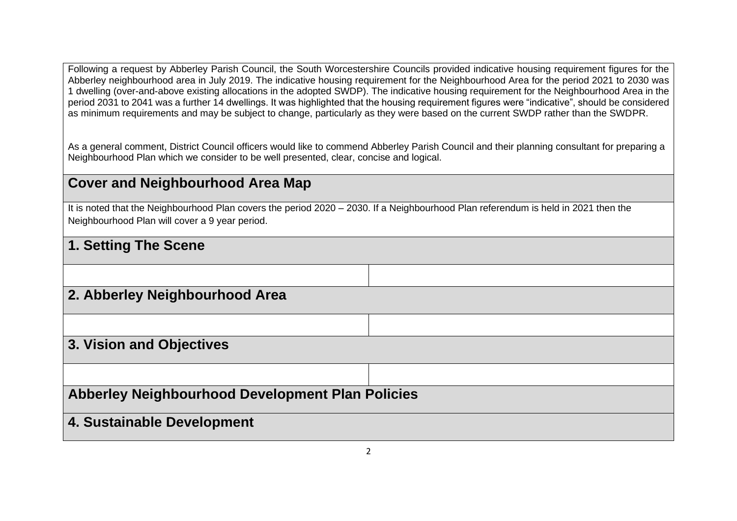Following a request by Abberley Parish Council, the South Worcestershire Councils provided indicative housing requirement figures for the Abberley neighbourhood area in July 2019. The indicative housing requirement for the Neighbourhood Area for the period 2021 to 2030 was 1 dwelling (over-and-above existing allocations in the adopted SWDP). The indicative housing requirement for the Neighbourhood Area in the period 2031 to 2041 was a further 14 dwellings. It was highlighted that the housing requirement figures were "indicative", should be considered as minimum requirements and may be subject to change, particularly as they were based on the current SWDP rather than the SWDPR.

As a general comment, District Council officers would like to commend Abberley Parish Council and their planning consultant for preparing a Neighbourhood Plan which we consider to be well presented, clear, concise and logical.

## Cover and Neighbourhood Area Map

It is noted that the Neighbourhood Plan covers the period 2020 – 2030. If a Neighbourhood Plan referendum is held in 2021 then the Neighbourhood Plan will cover a 9 year period.

## 1. Setting The Scene

| | |
|---|---|
| | |

## 2. Abberley Neighbourhood Area

| | |
|---|---|
| | |

## 3. Vision and Objectives

| | |
|---|---|
| | |

## Abberley Neighbourhood Development Plan Policies

## 4. Sustainable Development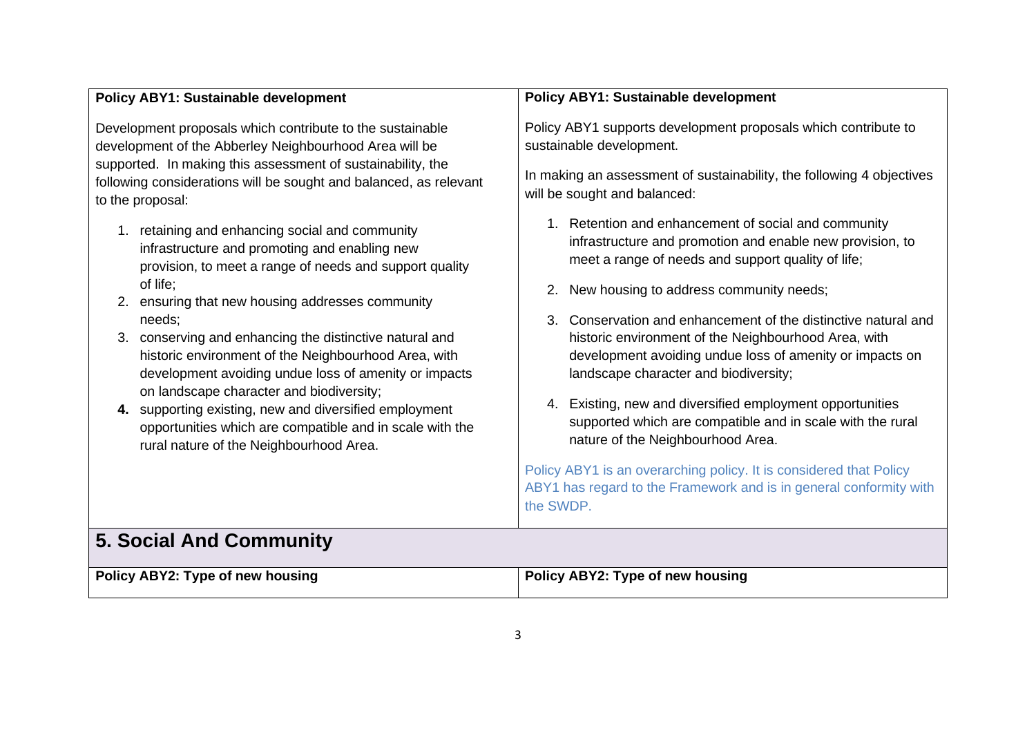| Policy ABY1: Sustainable development | Policy ABY1: Sustainable development |
|---|---|
| Development proposals which contribute to the sustainable development of the Abberley Neighbourhood Area will be supported. In making this assessment of sustainability, the following considerations will be sought and balanced, as relevant to the proposal:<br><br>1. retaining and enhancing social and community infrastructure and promoting and enabling new provision, to meet a range of needs and support quality of life;<br>2. ensuring that new housing addresses community needs;<br>3. conserving and enhancing the distinctive natural and historic environment of the Neighbourhood Area, with development avoiding undue loss of amenity or impacts on landscape character and biodiversity;<br>**4.** supporting existing, new and diversified employment opportunities which are compatible and in scale with the rural nature of the Neighbourhood Area. | Policy ABY1 supports development proposals which contribute to sustainable development.<br><br>In making an assessment of sustainability, the following 4 objectives will be sought and balanced:<br><br>1. Retention and enhancement of social and community infrastructure and promotion and enable new provision, to meet a range of needs and support quality of life;<br>2. New housing to address community needs;<br>3. Conservation and enhancement of the distinctive natural and historic environment of the Neighbourhood Area, with development avoiding undue loss of amenity or impacts on landscape character and biodiversity;<br>4. Existing, new and diversified employment opportunities supported which are compatible and in scale with the rural nature of the Neighbourhood Area.<br><br>Policy ABY1 is an overarching policy. It is considered that Policy ABY1 has regard to the Framework and is in general conformity with the SWDP. |

## 5. Social And Community

| Policy ABY2: Type of new housing | Policy ABY2: Type of new housing |
|---|---|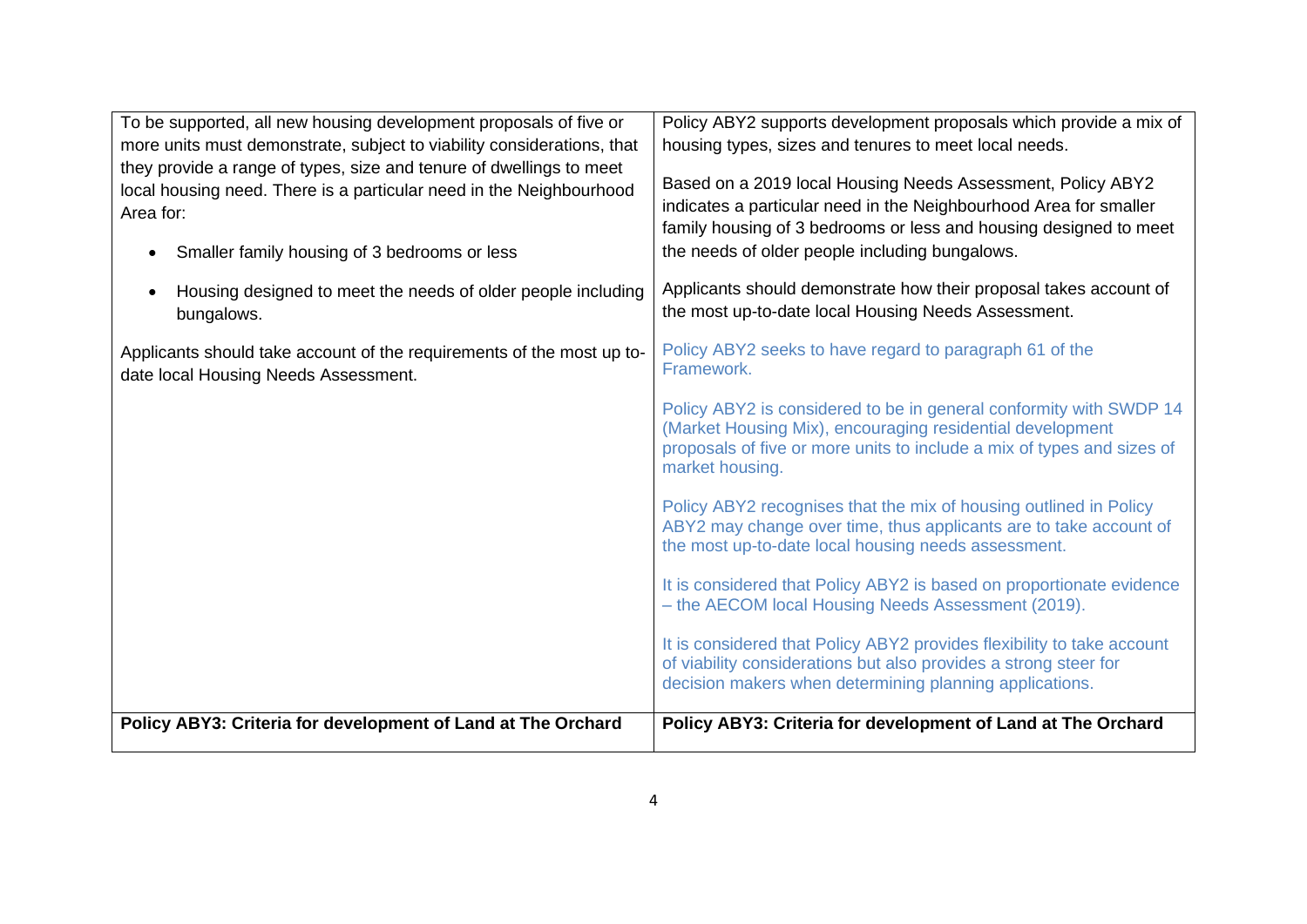| To be supported, all new housing development proposals of five or more units must demonstrate, subject to viability considerations, that they provide a range of types, size and tenure of dwellings to meet local housing need. There is a particular need in the Neighbourhood Area for:<br><br>• Smaller family housing of 3 bedrooms or less<br><br>• Housing designed to meet the needs of older people including bungalows.<br><br>Applicants should take account of the requirements of the most up to-date local Housing Needs Assessment. | Policy ABY2 supports development proposals which provide a mix of housing types, sizes and tenures to meet local needs.<br><br>Based on a 2019 local Housing Needs Assessment, Policy ABY2 indicates a particular need in the Neighbourhood Area for smaller family housing of 3 bedrooms or less and housing designed to meet the needs of older people including bungalows.<br><br>Applicants should demonstrate how their proposal takes account of the most up-to-date local Housing Needs Assessment.<br><br>Policy ABY2 seeks to have regard to paragraph 61 of the Framework.<br><br>Policy ABY2 is considered to be in general conformity with SWDP 14 (Market Housing Mix), encouraging residential development proposals of five or more units to include a mix of types and sizes of market housing.<br><br>Policy ABY2 recognises that the mix of housing outlined in Policy ABY2 may change over time, thus applicants are to take account of the most up-to-date local housing needs assessment.<br><br>It is considered that Policy ABY2 is based on proportionate evidence – the AECOM local Housing Needs Assessment (2019).<br><br>It is considered that Policy ABY2 provides flexibility to take account of viability considerations but also provides a strong steer for decision makers when determining planning applications. |
|---|---|
| **Policy ABY3: Criteria for development of Land at The Orchard** | **Policy ABY3: Criteria for development of Land at The Orchard** |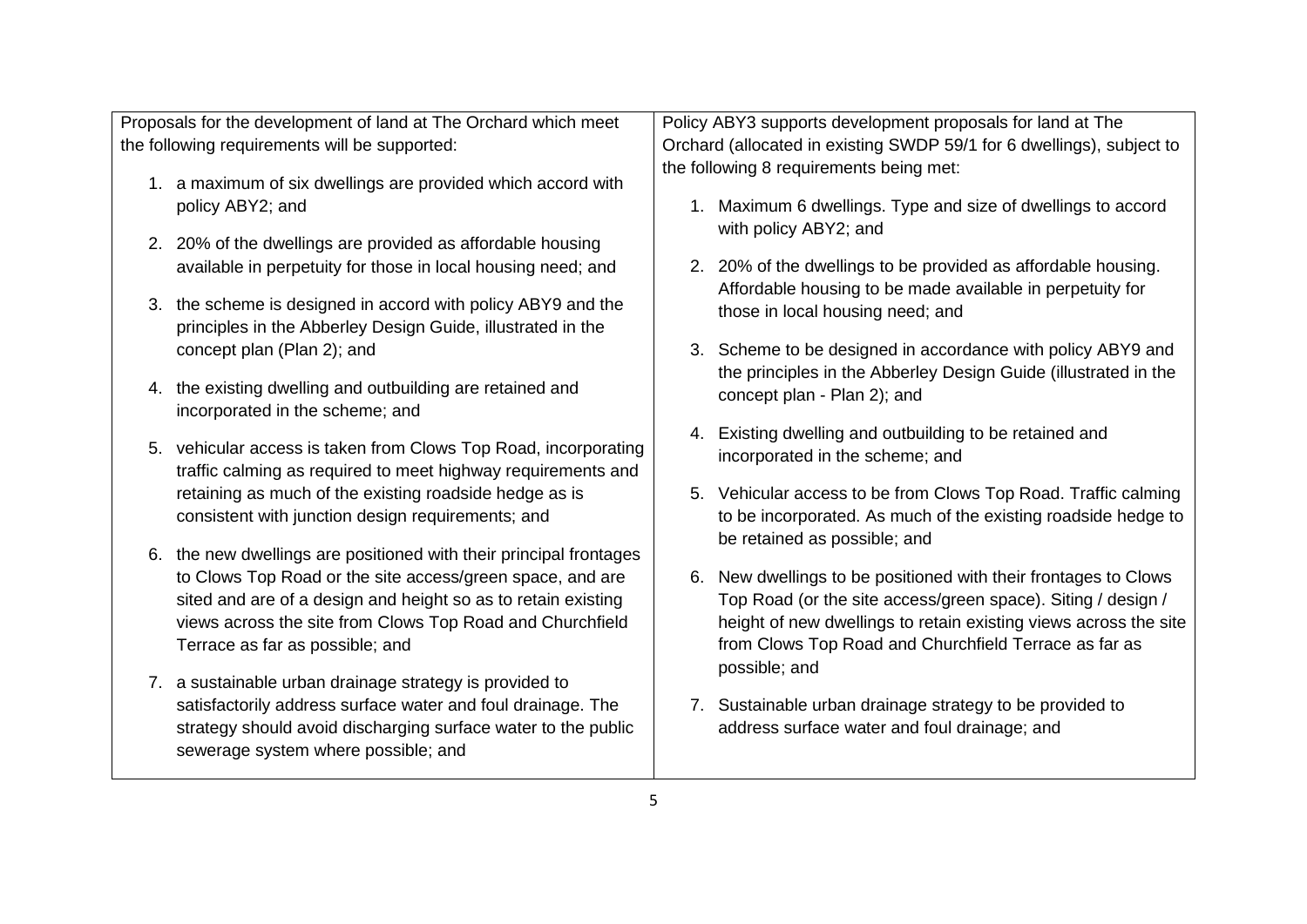| | |
|---|---|
| Proposals for the development of land at The Orchard which meet the following requirements will be supported:<br><br>1. a maximum of six dwellings are provided which accord with policy ABY2; and<br>2. 20% of the dwellings are provided as affordable housing available in perpetuity for those in local housing need; and<br>3. the scheme is designed in accord with policy ABY9 and the principles in the Abberley Design Guide, illustrated in the concept plan (Plan 2); and<br>4. the existing dwelling and outbuilding are retained and incorporated in the scheme; and<br>5. vehicular access is taken from Clows Top Road, incorporating traffic calming as required to meet highway requirements and retaining as much of the existing roadside hedge as is consistent with junction design requirements; and<br>6. the new dwellings are positioned with their principal frontages to Clows Top Road or the site access/green space, and are sited and are of a design and height so as to retain existing views across the site from Clows Top Road and Churchfield Terrace as far as possible; and<br>7. a sustainable urban drainage strategy is provided to satisfactorily address surface water and foul drainage. The strategy should avoid discharging surface water to the public sewerage system where possible; and | Policy ABY3 supports development proposals for land at The Orchard (allocated in existing SWDP 59/1 for 6 dwellings), subject to the following 8 requirements being met:<br><br>1. Maximum 6 dwellings. Type and size of dwellings to accord with policy ABY2; and<br>2. 20% of the dwellings to be provided as affordable housing. Affordable housing to be made available in perpetuity for those in local housing need; and<br>3. Scheme to be designed in accordance with policy ABY9 and the principles in the Abberley Design Guide (illustrated in the concept plan - Plan 2); and<br>4. Existing dwelling and outbuilding to be retained and incorporated in the scheme; and<br>5. Vehicular access to be from Clows Top Road. Traffic calming to be incorporated. As much of the existing roadside hedge to be retained as possible; and<br>6. New dwellings to be positioned with their frontages to Clows Top Road (or the site access/green space). Siting / design / height of new dwellings to retain existing views across the site from Clows Top Road and Churchfield Terrace as far as possible; and<br>7. Sustainable urban drainage strategy to be provided to address surface water and foul drainage; and |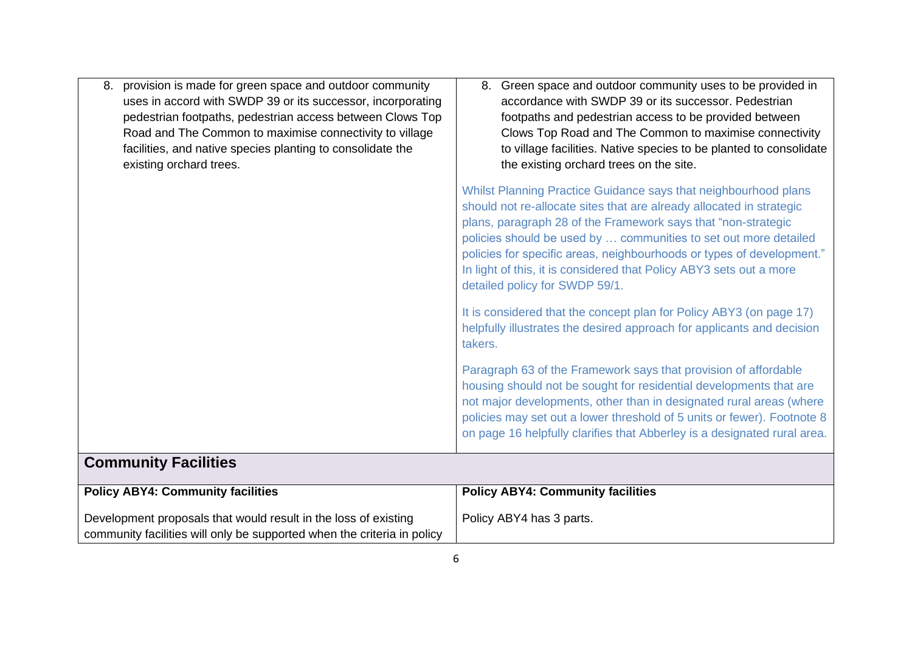| | |
|---|---|
| 8. provision is made for green space and outdoor community uses in accord with SWDP 39 or its successor, incorporating pedestrian footpaths, pedestrian access between Clows Top Road and The Common to maximise connectivity to village facilities, and native species planting to consolidate the existing orchard trees. | 8. Green space and outdoor community uses to be provided in accordance with SWDP 39 or its successor. Pedestrian footpaths and pedestrian access to be provided between Clows Top Road and The Common to maximise connectivity to village facilities. Native species to be planted to consolidate the existing orchard trees on the site.<br><br>Whilst Planning Practice Guidance says that neighbourhood plans should not re-allocate sites that are already allocated in strategic plans, paragraph 28 of the Framework says that "non-strategic policies should be used by … communities to set out more detailed policies for specific areas, neighbourhoods or types of development." In light of this, it is considered that Policy ABY3 sets out a more detailed policy for SWDP 59/1.<br><br>It is considered that the concept plan for Policy ABY3 (on page 17) helpfully illustrates the desired approach for applicants and decision takers.<br><br>Paragraph 63 of the Framework says that provision of affordable housing should not be sought for residential developments that are not major developments, other than in designated rural areas (where policies may set out a lower threshold of 5 units or fewer). Footnote 8 on page 16 helpfully clarifies that Abberley is a designated rural area. |
| **Community Facilities** | |
| **Policy ABY4: Community facilities**<br><br>Development proposals that would result in the loss of existing community facilities will only be supported when the criteria in policy | **Policy ABY4: Community facilities**<br><br>Policy ABY4 has 3 parts. |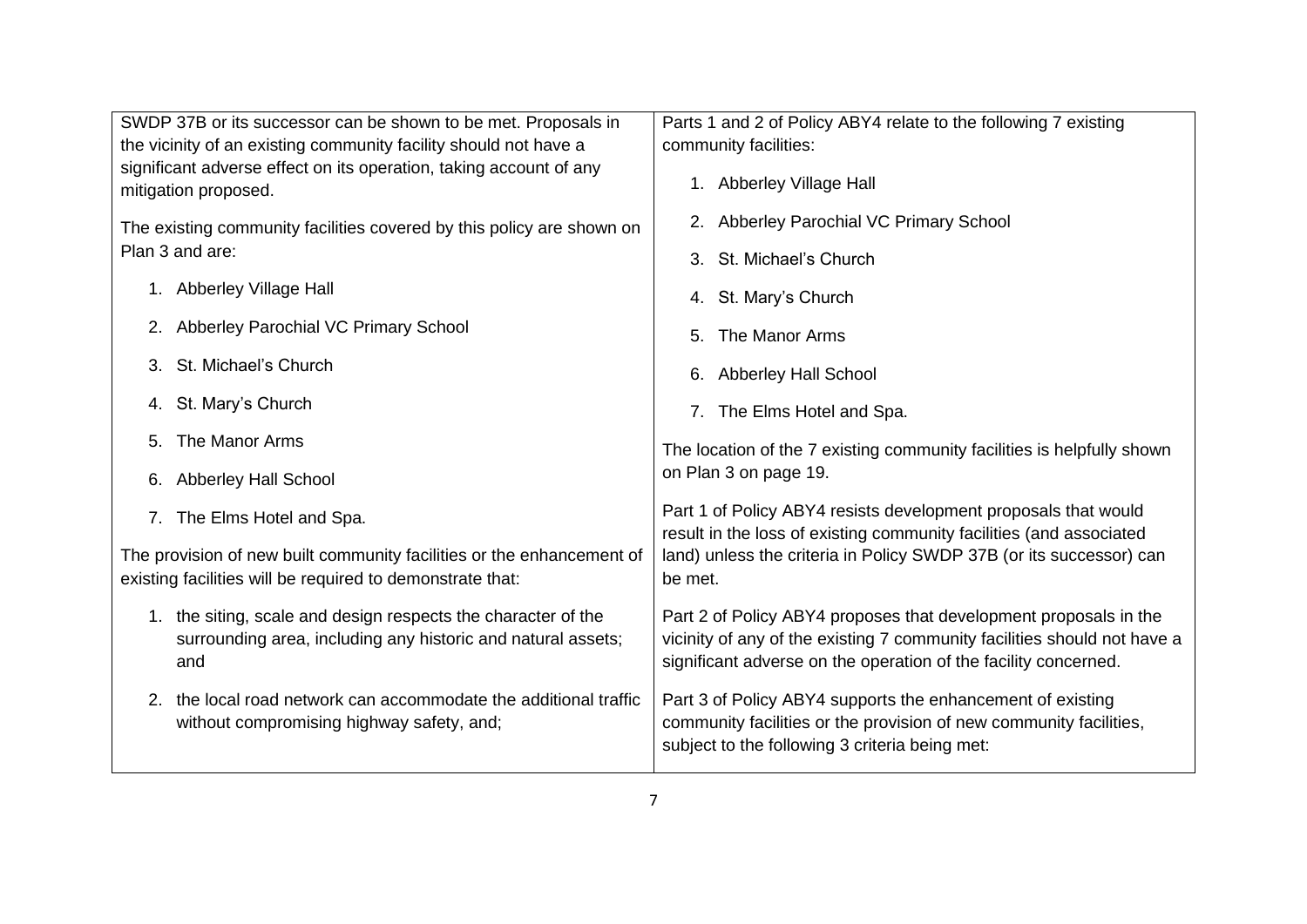| | |
|---|---|
| SWDP 37B or its successor can be shown to be met. Proposals in the vicinity of an existing community facility should not have a significant adverse effect on its operation, taking account of any mitigation proposed.<br><br>The existing community facilities covered by this policy are shown on Plan 3 and are:<br><br>1. Abberley Village Hall<br>2. Abberley Parochial VC Primary School<br>3. St. Michael's Church<br>4. St. Mary's Church<br>5. The Manor Arms<br>6. Abberley Hall School<br>7. The Elms Hotel and Spa.<br><br>The provision of new built community facilities or the enhancement of existing facilities will be required to demonstrate that:<br><br>1. the siting, scale and design respects the character of the surrounding area, including any historic and natural assets; and<br>2. the local road network can accommodate the additional traffic without compromising highway safety, and; | Parts 1 and 2 of Policy ABY4 relate to the following 7 existing community facilities:<br><br>1. Abberley Village Hall<br>2. Abberley Parochial VC Primary School<br>3. St. Michael's Church<br>4. St. Mary's Church<br>5. The Manor Arms<br>6. Abberley Hall School<br>7. The Elms Hotel and Spa.<br><br>The location of the 7 existing community facilities is helpfully shown on Plan 3 on page 19.<br><br>Part 1 of Policy ABY4 resists development proposals that would result in the loss of existing community facilities (and associated land) unless the criteria in Policy SWDP 37B (or its successor) can be met.<br><br>Part 2 of Policy ABY4 proposes that development proposals in the vicinity of any of the existing 7 community facilities should not have a significant adverse on the operation of the facility concerned.<br><br>Part 3 of Policy ABY4 supports the enhancement of existing community facilities or the provision of new community facilities, subject to the following 3 criteria being met: |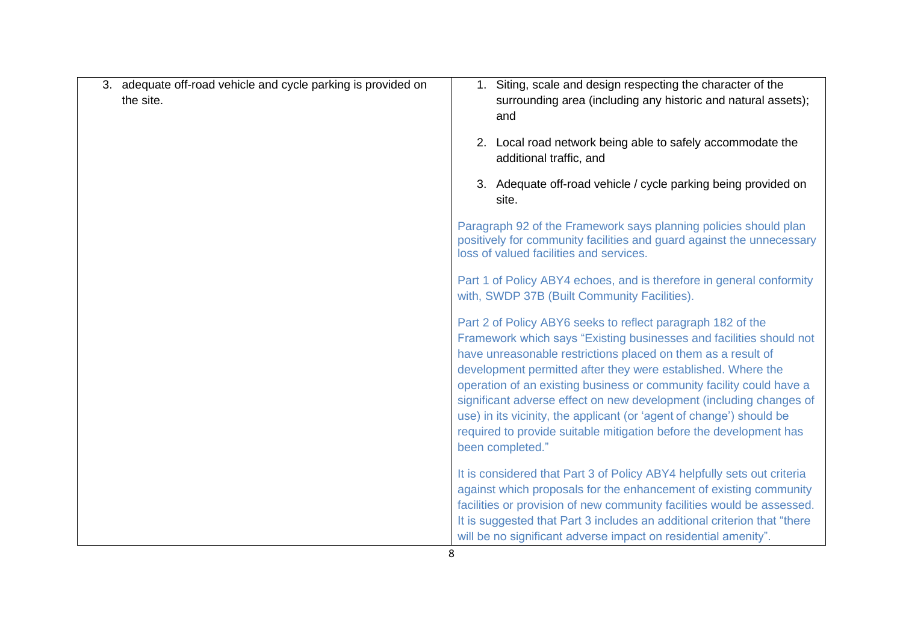| | |
|---|---|
| 3. adequate off-road vehicle and cycle parking is provided on the site. | 1. Siting, scale and design respecting the character of the surrounding area (including any historic and natural assets); and<br><br>2. Local road network being able to safely accommodate the additional traffic, and<br><br>3. Adequate off-road vehicle / cycle parking being provided on site.<br><br>Paragraph 92 of the Framework says planning policies should plan positively for community facilities and guard against the unnecessary loss of valued facilities and services.<br><br>Part 1 of Policy ABY4 echoes, and is therefore in general conformity with, SWDP 37B (Built Community Facilities).<br><br>Part 2 of Policy ABY6 seeks to reflect paragraph 182 of the Framework which says "Existing businesses and facilities should not have unreasonable restrictions placed on them as a result of development permitted after they were established. Where the operation of an existing business or community facility could have a significant adverse effect on new development (including changes of use) in its vicinity, the applicant (or 'agent of change') should be required to provide suitable mitigation before the development has been completed."<br><br>It is considered that Part 3 of Policy ABY4 helpfully sets out criteria against which proposals for the enhancement of existing community facilities or provision of new community facilities would be assessed. It is suggested that Part 3 includes an additional criterion that "there will be no significant adverse impact on residential amenity". |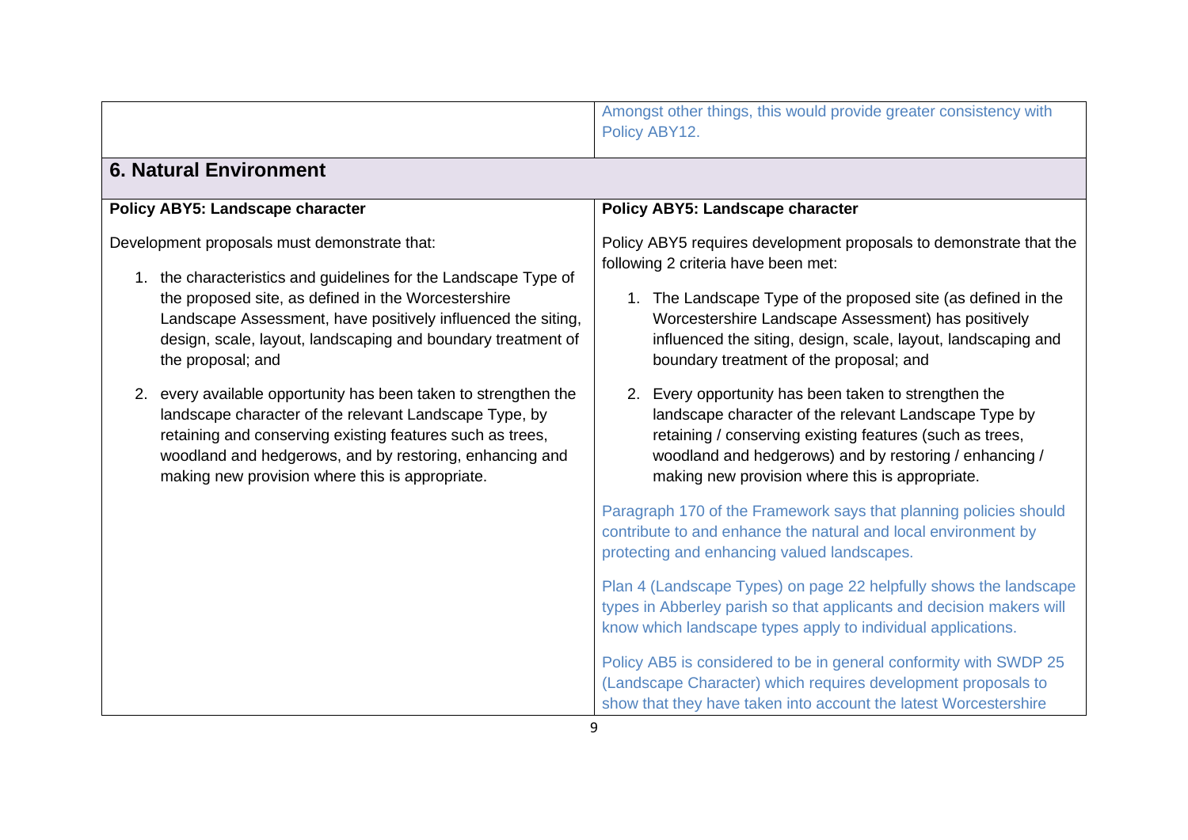| | |
|---|---|
| | Amongst other things, this would provide greater consistency with Policy ABY12. |
| **6. Natural Environment** | |
| **Policy ABY5: Landscape character**<br><br>Development proposals must demonstrate that:<br><br>1. the characteristics and guidelines for the Landscape Type of the proposed site, as defined in the Worcestershire Landscape Assessment, have positively influenced the siting, design, scale, layout, landscaping and boundary treatment of the proposal; and<br><br>2. every available opportunity has been taken to strengthen the landscape character of the relevant Landscape Type, by retaining and conserving existing features such as trees, woodland and hedgerows, and by restoring, enhancing and making new provision where this is appropriate. | **Policy ABY5: Landscape character**<br><br>Policy ABY5 requires development proposals to demonstrate that the following 2 criteria have been met:<br><br>1. The Landscape Type of the proposed site (as defined in the Worcestershire Landscape Assessment) has positively influenced the siting, design, scale, layout, landscaping and boundary treatment of the proposal; and<br><br>2. Every opportunity has been taken to strengthen the landscape character of the relevant Landscape Type by retaining / conserving existing features (such as trees, woodland and hedgerows) and by restoring / enhancing / making new provision where this is appropriate.<br><br>Paragraph 170 of the Framework says that planning policies should contribute to and enhance the natural and local environment by protecting and enhancing valued landscapes.<br><br>Plan 4 (Landscape Types) on page 22 helpfully shows the landscape types in Abberley parish so that applicants and decision makers will know which landscape types apply to individual applications.<br><br>Policy AB5 is considered to be in general conformity with SWDP 25 (Landscape Character) which requires development proposals to show that they have taken into account the latest Worcestershire |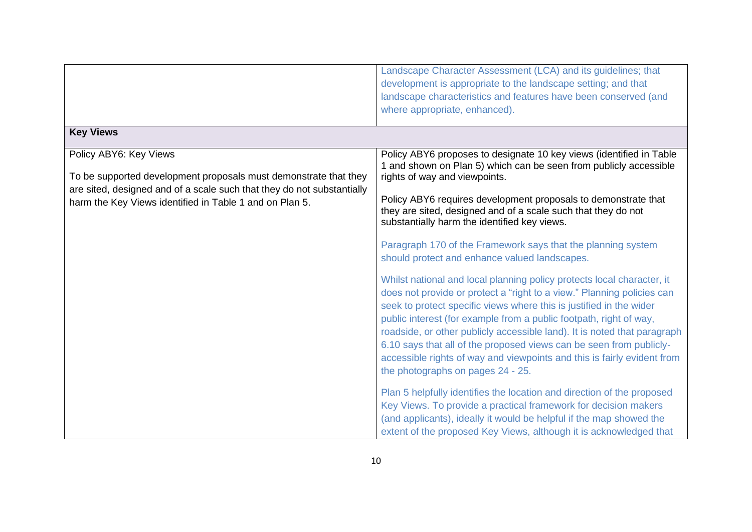| | |
|---|---|
| | Landscape Character Assessment (LCA) and its guidelines; that development is appropriate to the landscape setting; and that landscape characteristics and features have been conserved (and where appropriate, enhanced). |
| **Key Views** | |
| Policy ABY6: Key Views<br><br>To be supported development proposals must demonstrate that they are sited, designed and of a scale such that they do not substantially harm the Key Views identified in Table 1 and on Plan 5. | Policy ABY6 proposes to designate 10 key views (identified in Table 1 and shown on Plan 5) which can be seen from publicly accessible rights of way and viewpoints.<br><br>Policy ABY6 requires development proposals to demonstrate that they are sited, designed and of a scale such that they do not substantially harm the identified key views.<br><br>Paragraph 170 of the Framework says that the planning system should protect and enhance valued landscapes.<br><br>Whilst national and local planning policy protects local character, it does not provide or protect a "right to a view." Planning policies can seek to protect specific views where this is justified in the wider public interest (for example from a public footpath, right of way, roadside, or other publicly accessible land). It is noted that paragraph 6.10 says that all of the proposed views can be seen from publicly-accessible rights of way and viewpoints and this is fairly evident from the photographs on pages 24 - 25.<br><br>Plan 5 helpfully identifies the location and direction of the proposed Key Views. To provide a practical framework for decision makers (and applicants), ideally it would be helpful if the map showed the extent of the proposed Key Views, although it is acknowledged that |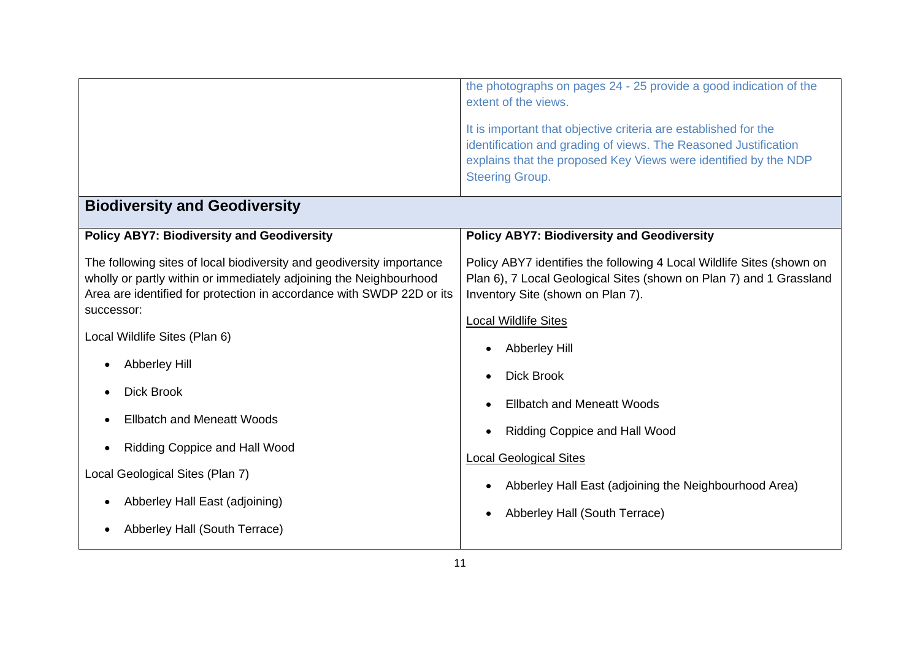| | |
|---|---|
| | the photographs on pages 24 - 25 provide a good indication of the extent of the views.<br><br>It is important that objective criteria are established for the identification and grading of views. The Reasoned Justification explains that the proposed Key Views were identified by the NDP Steering Group. |
| **Biodiversity and Geodiversity** | |
| **Policy ABY7: Biodiversity and Geodiversity**<br><br>The following sites of local biodiversity and geodiversity importance wholly or partly within or immediately adjoining the Neighbourhood Area are identified for protection in accordance with SWDP 22D or its successor:<br><br>Local Wildlife Sites (Plan 6)<br><br>• Abberley Hill<br>• Dick Brook<br>• Ellbatch and Meneatt Woods<br>• Ridding Coppice and Hall Wood<br><br>Local Geological Sites (Plan 7)<br><br>• Abberley Hall East (adjoining)<br>• Abberley Hall (South Terrace) | **Policy ABY7: Biodiversity and Geodiversity**<br><br>Policy ABY7 identifies the following 4 Local Wildlife Sites (shown on Plan 6), 7 Local Geological Sites (shown on Plan 7) and 1 Grassland Inventory Site (shown on Plan 7).<br><br>Local Wildlife Sites<br><br>• Abberley Hill<br>• Dick Brook<br>• Ellbatch and Meneatt Woods<br>• Ridding Coppice and Hall Wood<br><br>Local Geological Sites<br><br>• Abberley Hall East (adjoining the Neighbourhood Area)<br>• Abberley Hall (South Terrace) |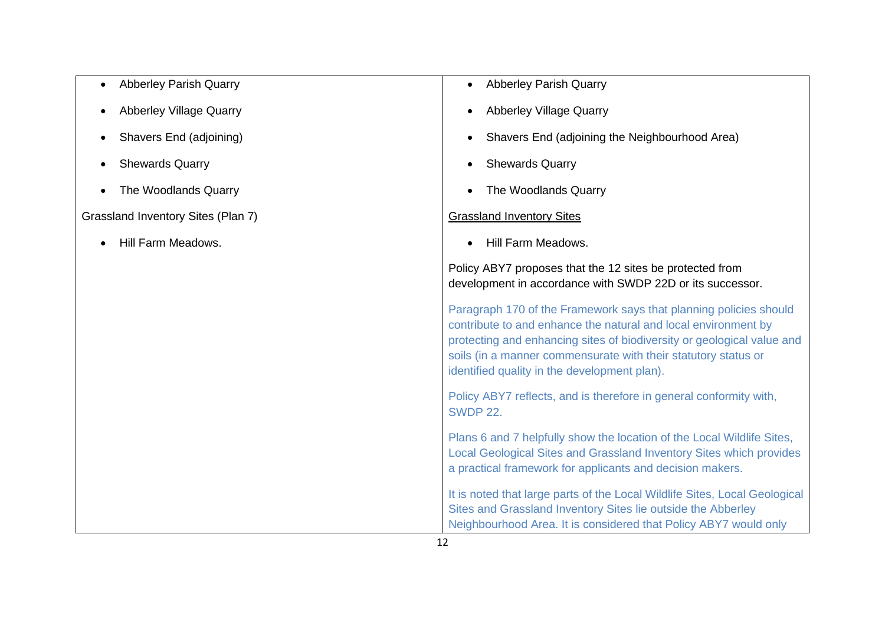| | |
|---|---|
| • Abberley Parish Quarry<br>• Abberley Village Quarry<br>• Shavers End (adjoining)<br>• Shewards Quarry<br>• The Woodlands Quarry<br><br>Grassland Inventory Sites (Plan 7)<br><br>• Hill Farm Meadows. | • Abberley Parish Quarry<br>• Abberley Village Quarry<br>• Shavers End (adjoining the Neighbourhood Area)<br>• Shewards Quarry<br>• The Woodlands Quarry<br><br><u>Grassland Inventory Sites</u><br><br>• Hill Farm Meadows.<br><br>Policy ABY7 proposes that the 12 sites be protected from development in accordance with SWDP 22D or its successor.<br><br>Paragraph 170 of the Framework says that planning policies should contribute to and enhance the natural and local environment by protecting and enhancing sites of biodiversity or geological value and soils (in a manner commensurate with their statutory status or identified quality in the development plan).<br><br>Policy ABY7 reflects, and is therefore in general conformity with, SWDP 22.<br><br>Plans 6 and 7 helpfully show the location of the Local Wildlife Sites, Local Geological Sites and Grassland Inventory Sites which provides a practical framework for applicants and decision makers.<br><br>It is noted that large parts of the Local Wildlife Sites, Local Geological Sites and Grassland Inventory Sites lie outside the Abberley Neighbourhood Area. It is considered that Policy ABY7 would only |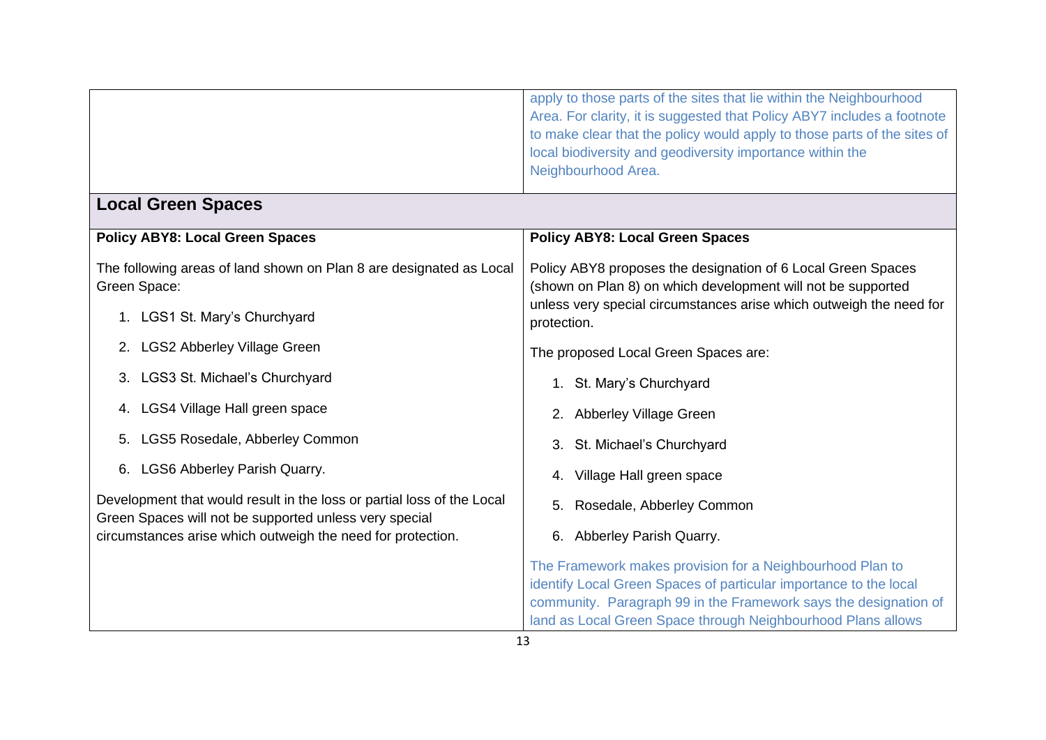| | |
|---|---|
| | apply to those parts of the sites that lie within the Neighbourhood Area. For clarity, it is suggested that Policy ABY7 includes a footnote to make clear that the policy would apply to those parts of the sites of local biodiversity and geodiversity importance within the Neighbourhood Area. |
| **Local Green Spaces** | |
| **Policy ABY8: Local Green Spaces**<br><br>The following areas of land shown on Plan 8 are designated as Local Green Space:<br><br>1. LGS1 St. Mary's Churchyard<br>2. LGS2 Abberley Village Green<br>3. LGS3 St. Michael's Churchyard<br>4. LGS4 Village Hall green space<br>5. LGS5 Rosedale, Abberley Common<br>6. LGS6 Abberley Parish Quarry.<br><br>Development that would result in the loss or partial loss of the Local Green Spaces will not be supported unless very special circumstances arise which outweigh the need for protection. | **Policy ABY8: Local Green Spaces**<br><br>Policy ABY8 proposes the designation of 6 Local Green Spaces (shown on Plan 8) on which development will not be supported unless very special circumstances arise which outweigh the need for protection.<br><br>The proposed Local Green Spaces are:<br><br>1. St. Mary's Churchyard<br>2. Abberley Village Green<br>3. St. Michael's Churchyard<br>4. Village Hall green space<br>5. Rosedale, Abberley Common<br>6. Abberley Parish Quarry.<br><br>The Framework makes provision for a Neighbourhood Plan to identify Local Green Spaces of particular importance to the local community. Paragraph 99 in the Framework says the designation of land as Local Green Space through Neighbourhood Plans allows |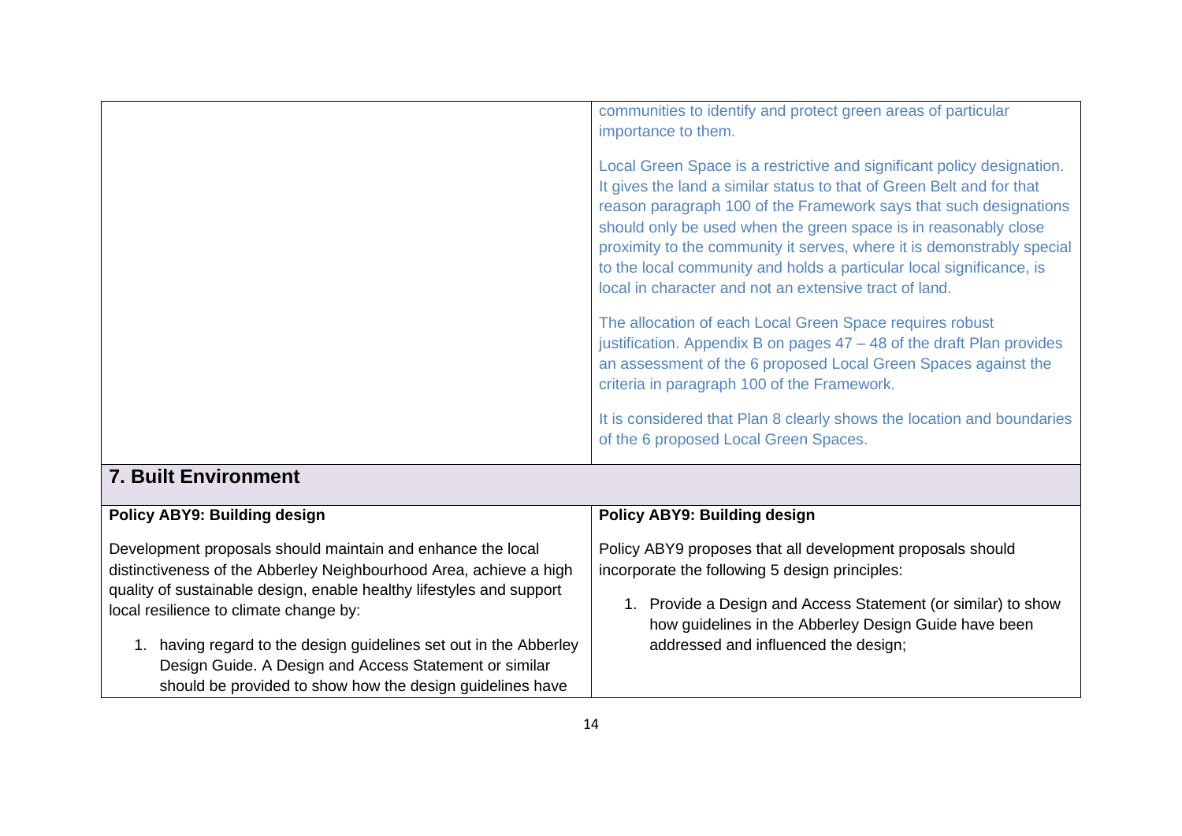| | |
|---|---|
| | communities to identify and protect green areas of particular importance to them.<br><br>Local Green Space is a restrictive and significant policy designation. It gives the land a similar status to that of Green Belt and for that reason paragraph 100 of the Framework says that such designations should only be used when the green space is in reasonably close proximity to the community it serves, where it is demonstrably special to the local community and holds a particular local significance, is local in character and not an extensive tract of land.<br><br>The allocation of each Local Green Space requires robust justification. Appendix B on pages 47 – 48 of the draft Plan provides an assessment of the 6 proposed Local Green Spaces against the criteria in paragraph 100 of the Framework.<br><br>It is considered that Plan 8 clearly shows the location and boundaries of the 6 proposed Local Green Spaces. |
| **7. Built Environment** | |
| **Policy ABY9: Building design**<br><br>Development proposals should maintain and enhance the local distinctiveness of the Abberley Neighbourhood Area, achieve a high quality of sustainable design, enable healthy lifestyles and support local resilience to climate change by:<br><br>1. having regard to the design guidelines set out in the Abberley Design Guide. A Design and Access Statement or similar should be provided to show how the design guidelines have | **Policy ABY9: Building design**<br><br>Policy ABY9 proposes that all development proposals should incorporate the following 5 design principles:<br><br>1. Provide a Design and Access Statement (or similar) to show how guidelines in the Abberley Design Guide have been addressed and influenced the design; |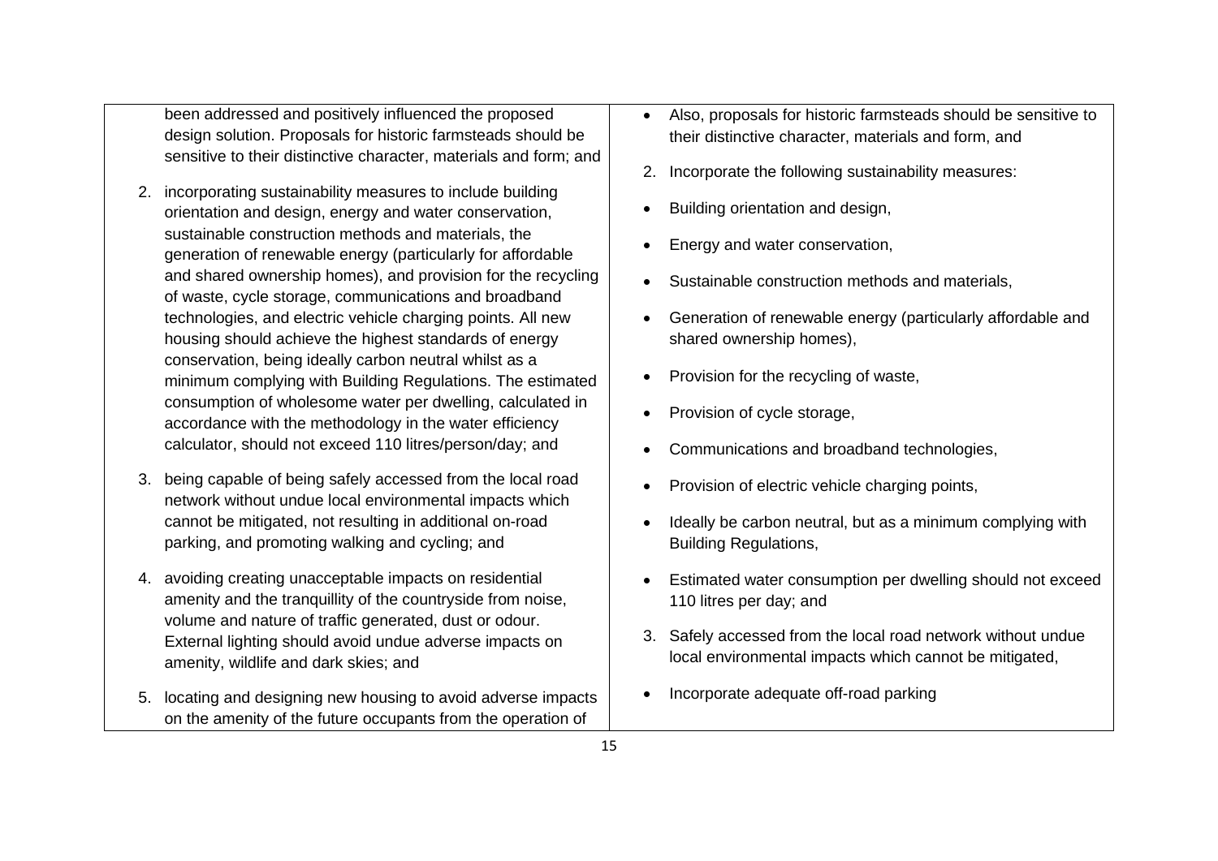| | |
|---|---|
| been addressed and positively influenced the proposed design solution. Proposals for historic farmsteads should be sensitive to their distinctive character, materials and form; and<br><br>2. incorporating sustainability measures to include building orientation and design, energy and water conservation, sustainable construction methods and materials, the generation of renewable energy (particularly for affordable and shared ownership homes), and provision for the recycling of waste, cycle storage, communications and broadband technologies, and electric vehicle charging points. All new housing should achieve the highest standards of energy conservation, being ideally carbon neutral whilst as a minimum complying with Building Regulations. The estimated consumption of wholesome water per dwelling, calculated in accordance with the methodology in the water efficiency calculator, should not exceed 110 litres/person/day; and<br><br>3. being capable of being safely accessed from the local road network without undue local environmental impacts which cannot be mitigated, not resulting in additional on-road parking, and promoting walking and cycling; and<br><br>4. avoiding creating unacceptable impacts on residential amenity and the tranquillity of the countryside from noise, volume and nature of traffic generated, dust or odour. External lighting should avoid undue adverse impacts on amenity, wildlife and dark skies; and<br><br>5. locating and designing new housing to avoid adverse impacts on the amenity of the future occupants from the operation of | • Also, proposals for historic farmsteads should be sensitive to their distinctive character, materials and form, and<br><br>2. Incorporate the following sustainability measures:<br><br>• Building orientation and design,<br>• Energy and water conservation,<br>• Sustainable construction methods and materials,<br>• Generation of renewable energy (particularly affordable and shared ownership homes),<br>• Provision for the recycling of waste,<br>• Provision of cycle storage,<br>• Communications and broadband technologies,<br>• Provision of electric vehicle charging points,<br>• Ideally be carbon neutral, but as a minimum complying with Building Regulations,<br>• Estimated water consumption per dwelling should not exceed 110 litres per day; and<br><br>3. Safely accessed from the local road network without undue local environmental impacts which cannot be mitigated,<br><br>• Incorporate adequate off-road parking |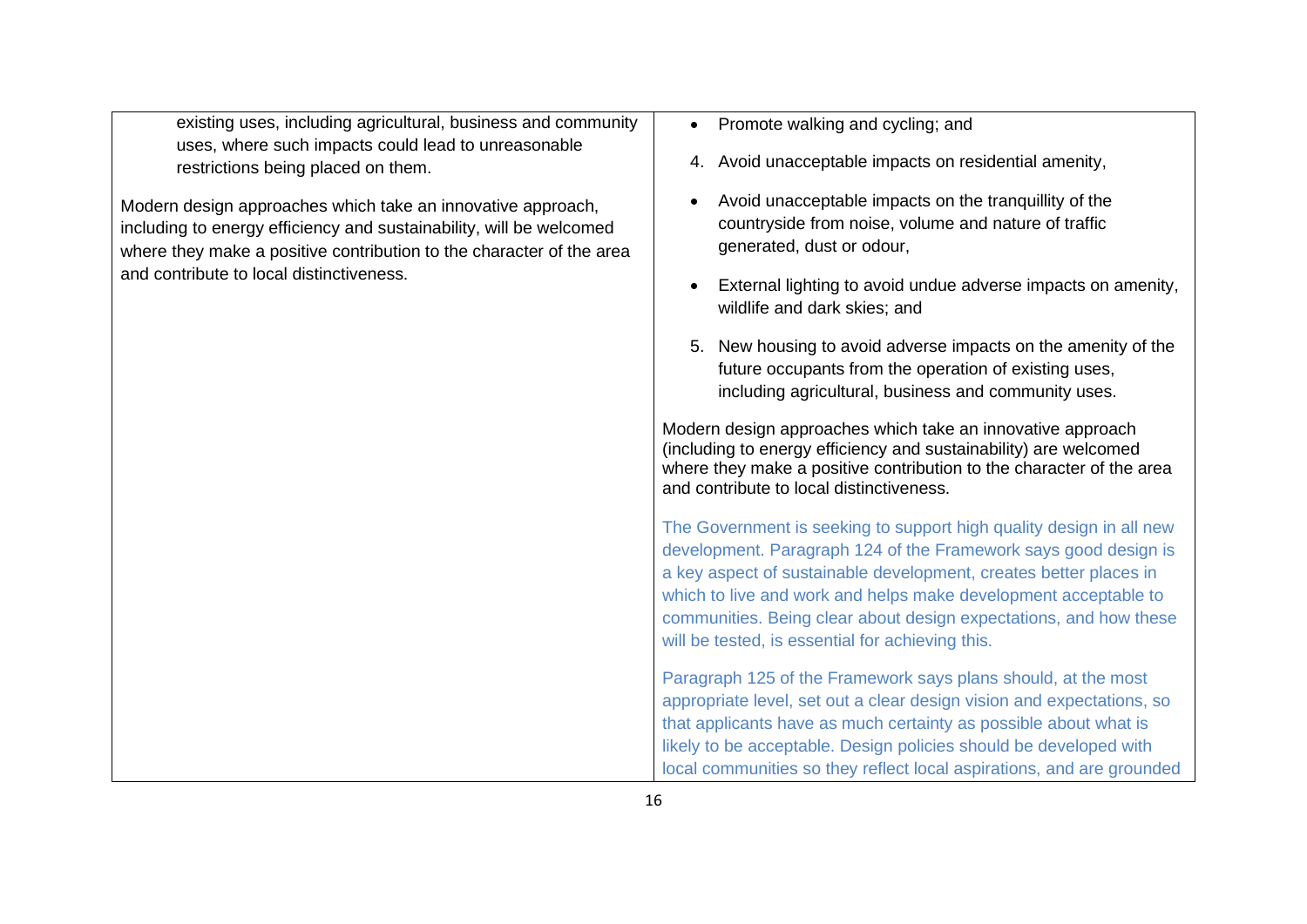| | |
|---|---|
| existing uses, including agricultural, business and community uses, where such impacts could lead to unreasonable restrictions being placed on them.<br><br>Modern design approaches which take an innovative approach, including to energy efficiency and sustainability, will be welcomed where they make a positive contribution to the character of the area and contribute to local distinctiveness. | • Promote walking and cycling; and<br><br>4. Avoid unacceptable impacts on residential amenity,<br><br>• Avoid unacceptable impacts on the tranquillity of the countryside from noise, volume and nature of traffic generated, dust or odour,<br><br>• External lighting to avoid undue adverse impacts on amenity, wildlife and dark skies; and<br><br>5. New housing to avoid adverse impacts on the amenity of the future occupants from the operation of existing uses, including agricultural, business and community uses.<br><br>Modern design approaches which take an innovative approach (including to energy efficiency and sustainability) are welcomed where they make a positive contribution to the character of the area and contribute to local distinctiveness.<br><br>The Government is seeking to support high quality design in all new development. Paragraph 124 of the Framework says good design is a key aspect of sustainable development, creates better places in which to live and work and helps make development acceptable to communities. Being clear about design expectations, and how these will be tested, is essential for achieving this.<br><br>Paragraph 125 of the Framework says plans should, at the most appropriate level, set out a clear design vision and expectations, so that applicants have as much certainty as possible about what is likely to be acceptable. Design policies should be developed with local communities so they reflect local aspirations, and are grounded |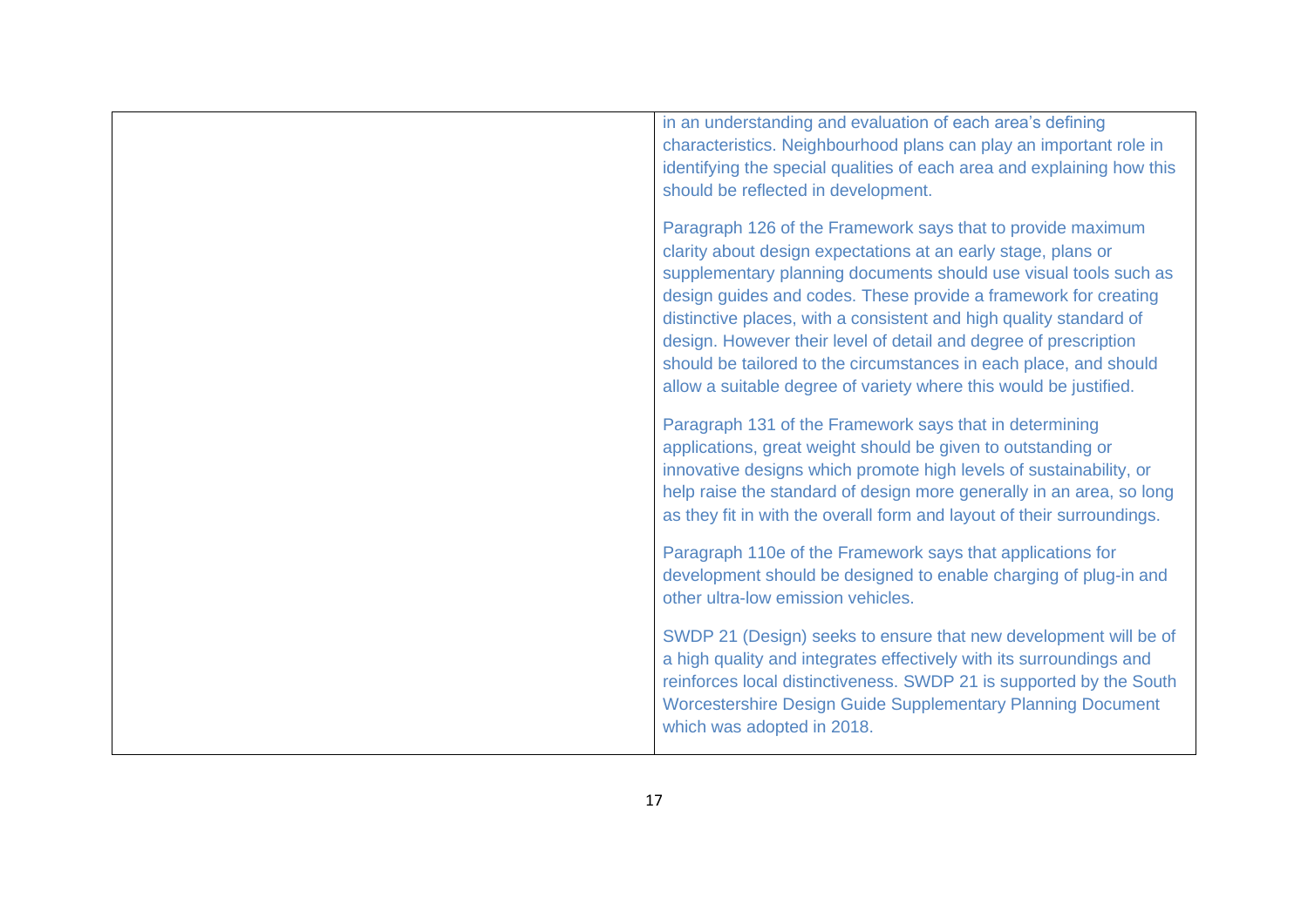| | |
|---|---|
| | in an understanding and evaluation of each area's defining characteristics. Neighbourhood plans can play an important role in identifying the special qualities of each area and explaining how this should be reflected in development.<br><br>Paragraph 126 of the Framework says that to provide maximum clarity about design expectations at an early stage, plans or supplementary planning documents should use visual tools such as design guides and codes. These provide a framework for creating distinctive places, with a consistent and high quality standard of design. However their level of detail and degree of prescription should be tailored to the circumstances in each place, and should allow a suitable degree of variety where this would be justified.<br><br>Paragraph 131 of the Framework says that in determining applications, great weight should be given to outstanding or innovative designs which promote high levels of sustainability, or help raise the standard of design more generally in an area, so long as they fit in with the overall form and layout of their surroundings.<br><br>Paragraph 110e of the Framework says that applications for development should be designed to enable charging of plug-in and other ultra-low emission vehicles.<br><br>SWDP 21 (Design) seeks to ensure that new development will be of a high quality and integrates effectively with its surroundings and reinforces local distinctiveness. SWDP 21 is supported by the South Worcestershire Design Guide Supplementary Planning Document which was adopted in 2018. |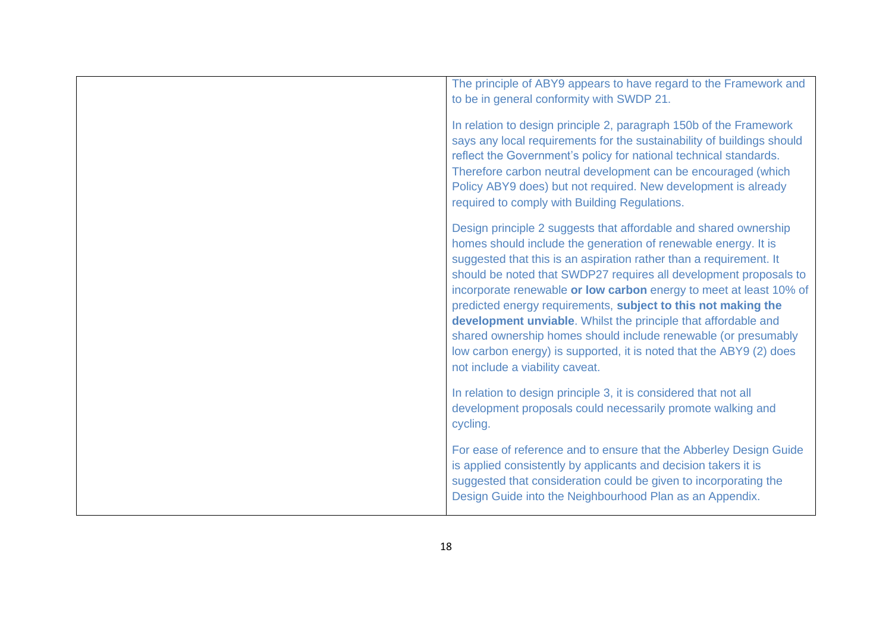| | |
|---|---|
| | The principle of ABY9 appears to have regard to the Framework and to be in general conformity with SWDP 21.<br><br>In relation to design principle 2, paragraph 150b of the Framework says any local requirements for the sustainability of buildings should reflect the Government's policy for national technical standards. Therefore carbon neutral development can be encouraged (which Policy ABY9 does) but not required. New development is already required to comply with Building Regulations.<br><br>Design principle 2 suggests that affordable and shared ownership homes should include the generation of renewable energy. It is suggested that this is an aspiration rather than a requirement. It should be noted that SWDP27 requires all development proposals to incorporate renewable **or low carbon** energy to meet at least 10% of predicted energy requirements, **subject to this not making the development unviable**. Whilst the principle that affordable and shared ownership homes should include renewable (or presumably low carbon energy) is supported, it is noted that the ABY9 (2) does not include a viability caveat.<br><br>In relation to design principle 3, it is considered that not all development proposals could necessarily promote walking and cycling.<br><br>For ease of reference and to ensure that the Abberley Design Guide is applied consistently by applicants and decision takers it is suggested that consideration could be given to incorporating the Design Guide into the Neighbourhood Plan as an Appendix. |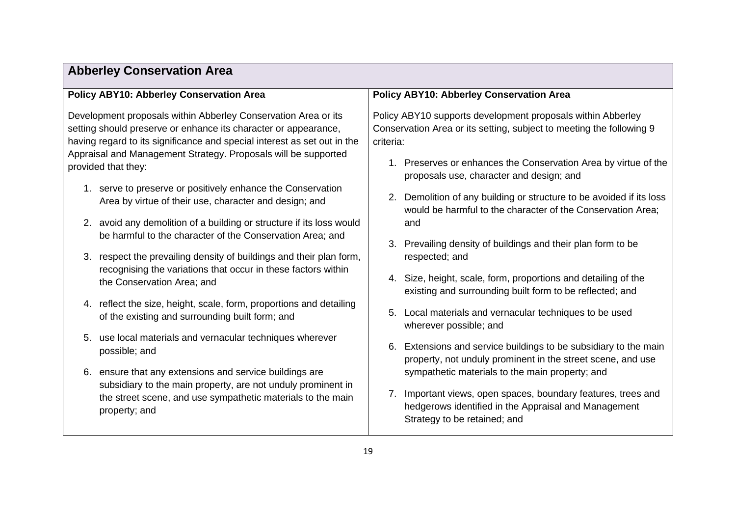| **Abberley Conservation Area** | |
|---|---|
| **Policy ABY10: Abberley Conservation Area**<br><br>Development proposals within Abberley Conservation Area or its setting should preserve or enhance its character or appearance, having regard to its significance and special interest as set out in the Appraisal and Management Strategy. Proposals will be supported provided that they:<br><br>1. serve to preserve or positively enhance the Conservation Area by virtue of their use, character and design; and<br>2. avoid any demolition of a building or structure if its loss would be harmful to the character of the Conservation Area; and<br>3. respect the prevailing density of buildings and their plan form, recognising the variations that occur in these factors within the Conservation Area; and<br>4. reflect the size, height, scale, form, proportions and detailing of the existing and surrounding built form; and<br>5. use local materials and vernacular techniques wherever possible; and<br>6. ensure that any extensions and service buildings are subsidiary to the main property, are not unduly prominent in the street scene, and use sympathetic materials to the main property; and | **Policy ABY10: Abberley Conservation Area**<br><br>Policy ABY10 supports development proposals within Abberley Conservation Area or its setting, subject to meeting the following 9 criteria:<br><br>1. Preserves or enhances the Conservation Area by virtue of the proposals use, character and design; and<br>2. Demolition of any building or structure to be avoided if its loss would be harmful to the character of the Conservation Area; and<br>3. Prevailing density of buildings and their plan form to be respected; and<br>4. Size, height, scale, form, proportions and detailing of the existing and surrounding built form to be reflected; and<br>5. Local materials and vernacular techniques to be used wherever possible; and<br>6. Extensions and service buildings to be subsidiary to the main property, not unduly prominent in the street scene, and use sympathetic materials to the main property; and<br>7. Important views, open spaces, boundary features, trees and hedgerows identified in the Appraisal and Management Strategy to be retained; and |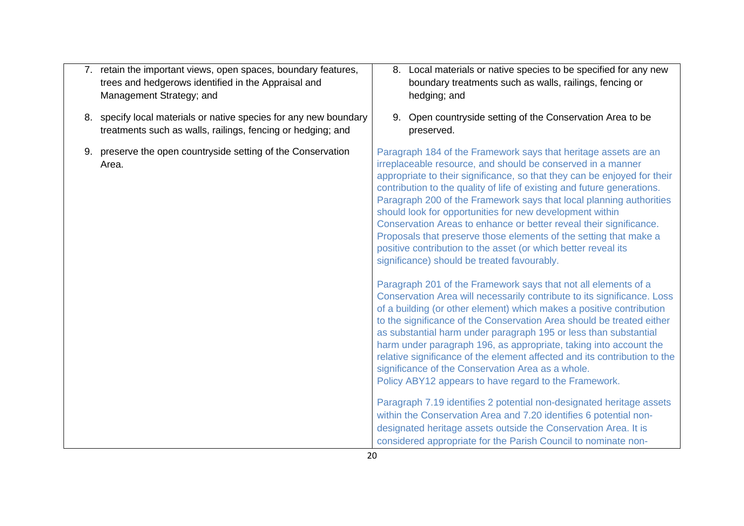| | |
|---|---|
| 7. retain the important views, open spaces, boundary features, trees and hedgerows identified in the Appraisal and Management Strategy; and<br><br>8. specify local materials or native species for any new boundary treatments such as walls, railings, fencing or hedging; and<br><br>9. preserve the open countryside setting of the Conservation Area. | 8. Local materials or native species to be specified for any new boundary treatments such as walls, railings, fencing or hedging; and<br><br>9. Open countryside setting of the Conservation Area to be preserved.<br><br>Paragraph 184 of the Framework says that heritage assets are an irreplaceable resource, and should be conserved in a manner appropriate to their significance, so that they can be enjoyed for their contribution to the quality of life of existing and future generations. Paragraph 200 of the Framework says that local planning authorities should look for opportunities for new development within Conservation Areas to enhance or better reveal their significance. Proposals that preserve those elements of the setting that make a positive contribution to the asset (or which better reveal its significance) should be treated favourably.<br><br>Paragraph 201 of the Framework says that not all elements of a Conservation Area will necessarily contribute to its significance. Loss of a building (or other element) which makes a positive contribution to the significance of the Conservation Area should be treated either as substantial harm under paragraph 195 or less than substantial harm under paragraph 196, as appropriate, taking into account the relative significance of the element affected and its contribution to the significance of the Conservation Area as a whole.<br>Policy ABY12 appears to have regard to the Framework.<br><br>Paragraph 7.19 identifies 2 potential non-designated heritage assets within the Conservation Area and 7.20 identifies 6 potential non-designated heritage assets outside the Conservation Area. It is considered appropriate for the Parish Council to nominate non- |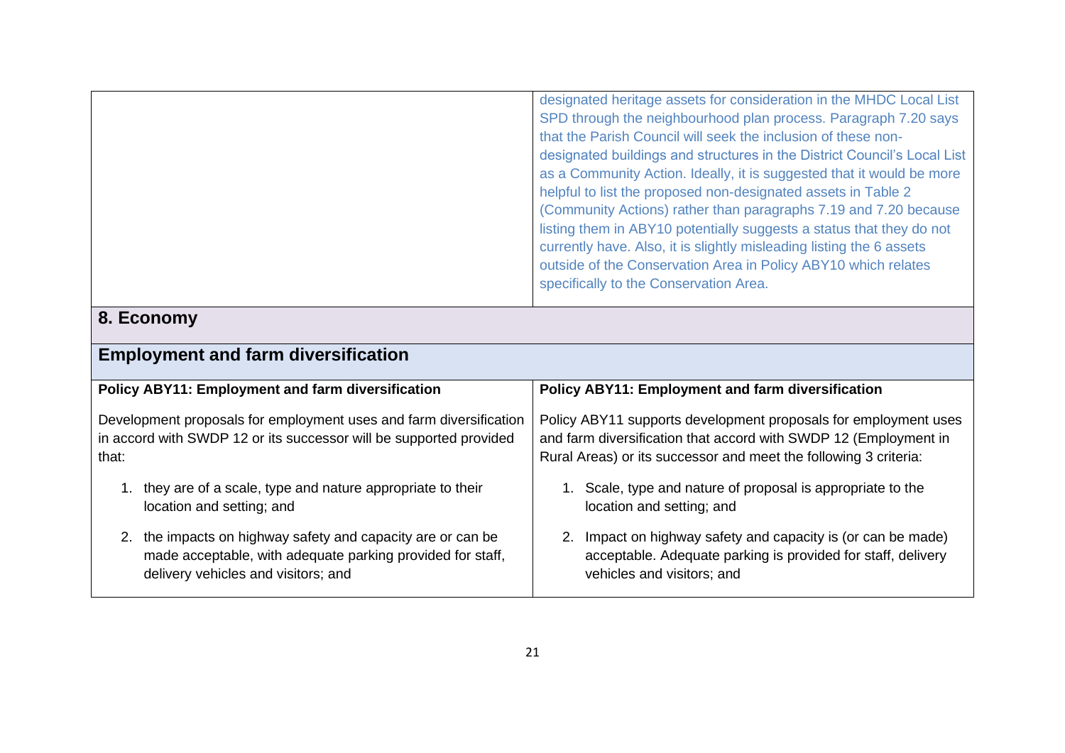| | |
|---|---|
| | designated heritage assets for consideration in the MHDC Local List SPD through the neighbourhood plan process. Paragraph 7.20 says that the Parish Council will seek the inclusion of these non-designated buildings and structures in the District Council's Local List as a Community Action. Ideally, it is suggested that it would be more helpful to list the proposed non-designated assets in Table 2 (Community Actions) rather than paragraphs 7.19 and 7.20 because listing them in ABY10 potentially suggests a status that they do not currently have. Also, it is slightly misleading listing the 6 assets outside of the Conservation Area in Policy ABY10 which relates specifically to the Conservation Area. |

## 8. Economy

### Employment and farm diversification

| **Policy ABY11: Employment and farm diversification** | **Policy ABY11: Employment and farm diversification** |
|---|---|
| Development proposals for employment uses and farm diversification in accord with SWDP 12 or its successor will be supported provided that:<br><br>1. they are of a scale, type and nature appropriate to their location and setting; and<br>2. the impacts on highway safety and capacity are or can be made acceptable, with adequate parking provided for staff, delivery vehicles and visitors; and | Policy ABY11 supports development proposals for employment uses and farm diversification that accord with SWDP 12 (Employment in Rural Areas) or its successor and meet the following 3 criteria:<br><br>1. Scale, type and nature of proposal is appropriate to the location and setting; and<br>2. Impact on highway safety and capacity is (or can be made) acceptable. Adequate parking is provided for staff, delivery vehicles and visitors; and |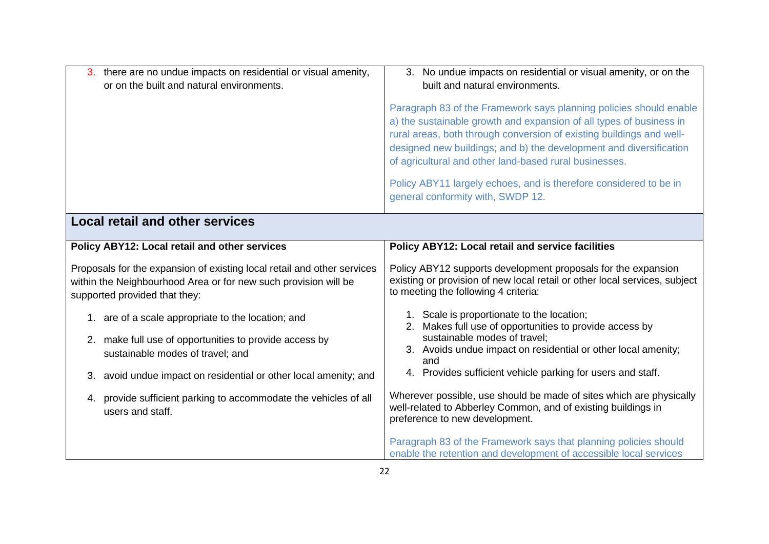| | |
|---|---|
| 3. there are no undue impacts on residential or visual amenity, or on the built and natural environments. | 3. No undue impacts on residential or visual amenity, or on the built and natural environments.<br><br>Paragraph 83 of the Framework says planning policies should enable a) the sustainable growth and expansion of all types of business in rural areas, both through conversion of existing buildings and well-designed new buildings; and b) the development and diversification of agricultural and other land-based rural businesses.<br><br>Policy ABY11 largely echoes, and is therefore considered to be in general conformity with, SWDP 12. |
| **Local retail and other services** | |
| **Policy ABY12: Local retail and other services**<br><br>Proposals for the expansion of existing local retail and other services within the Neighbourhood Area or for new such provision will be supported provided that they:<br><br>1. are of a scale appropriate to the location; and<br>2. make full use of opportunities to provide access by sustainable modes of travel; and<br>3. avoid undue impact on residential or other local amenity; and<br>4. provide sufficient parking to accommodate the vehicles of all users and staff. | **Policy ABY12: Local retail and service facilities**<br><br>Policy ABY12 supports development proposals for the expansion existing or provision of new local retail or other local services, subject to meeting the following 4 criteria:<br><br>1. Scale is proportionate to the location;<br>2. Makes full use of opportunities to provide access by sustainable modes of travel;<br>3. Avoids undue impact on residential or other local amenity; and<br>4. Provides sufficient vehicle parking for users and staff.<br><br>Wherever possible, use should be made of sites which are physically well-related to Abberley Common, and of existing buildings in preference to new development.<br><br>Paragraph 83 of the Framework says that planning policies should enable the retention and development of accessible local services |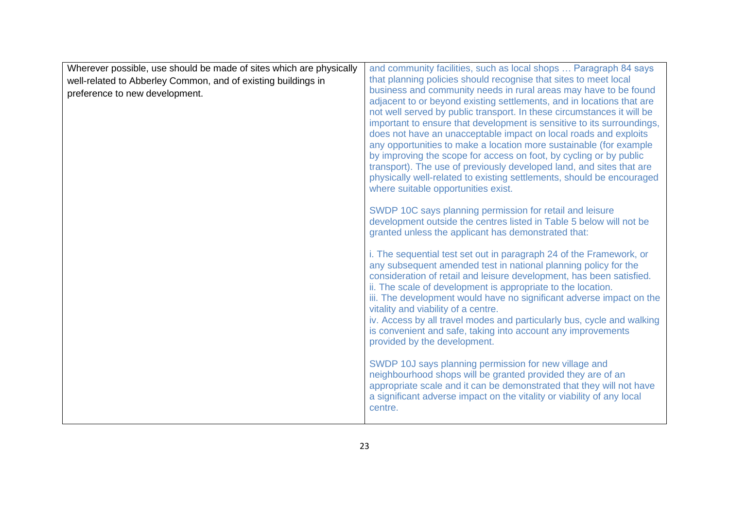| | |
|---|---|
| Wherever possible, use should be made of sites which are physically well-related to Abberley Common, and of existing buildings in preference to new development. | and community facilities, such as local shops … Paragraph 84 says that planning policies should recognise that sites to meet local business and community needs in rural areas may have to be found adjacent to or beyond existing settlements, and in locations that are not well served by public transport. In these circumstances it will be important to ensure that development is sensitive to its surroundings, does not have an unacceptable impact on local roads and exploits any opportunities to make a location more sustainable (for example by improving the scope for access on foot, by cycling or by public transport). The use of previously developed land, and sites that are physically well-related to existing settlements, should be encouraged where suitable opportunities exist.<br><br>SWDP 10C says planning permission for retail and leisure development outside the centres listed in Table 5 below will not be granted unless the applicant has demonstrated that:<br><br>i. The sequential test set out in paragraph 24 of the Framework, or any subsequent amended test in national planning policy for the consideration of retail and leisure development, has been satisfied.<br>ii. The scale of development is appropriate to the location.<br>iii. The development would have no significant adverse impact on the vitality and viability of a centre.<br>iv. Access by all travel modes and particularly bus, cycle and walking is convenient and safe, taking into account any improvements provided by the development.<br><br>SWDP 10J says planning permission for new village and neighbourhood shops will be granted provided they are of an appropriate scale and it can be demonstrated that they will not have a significant adverse impact on the vitality or viability of any local centre. |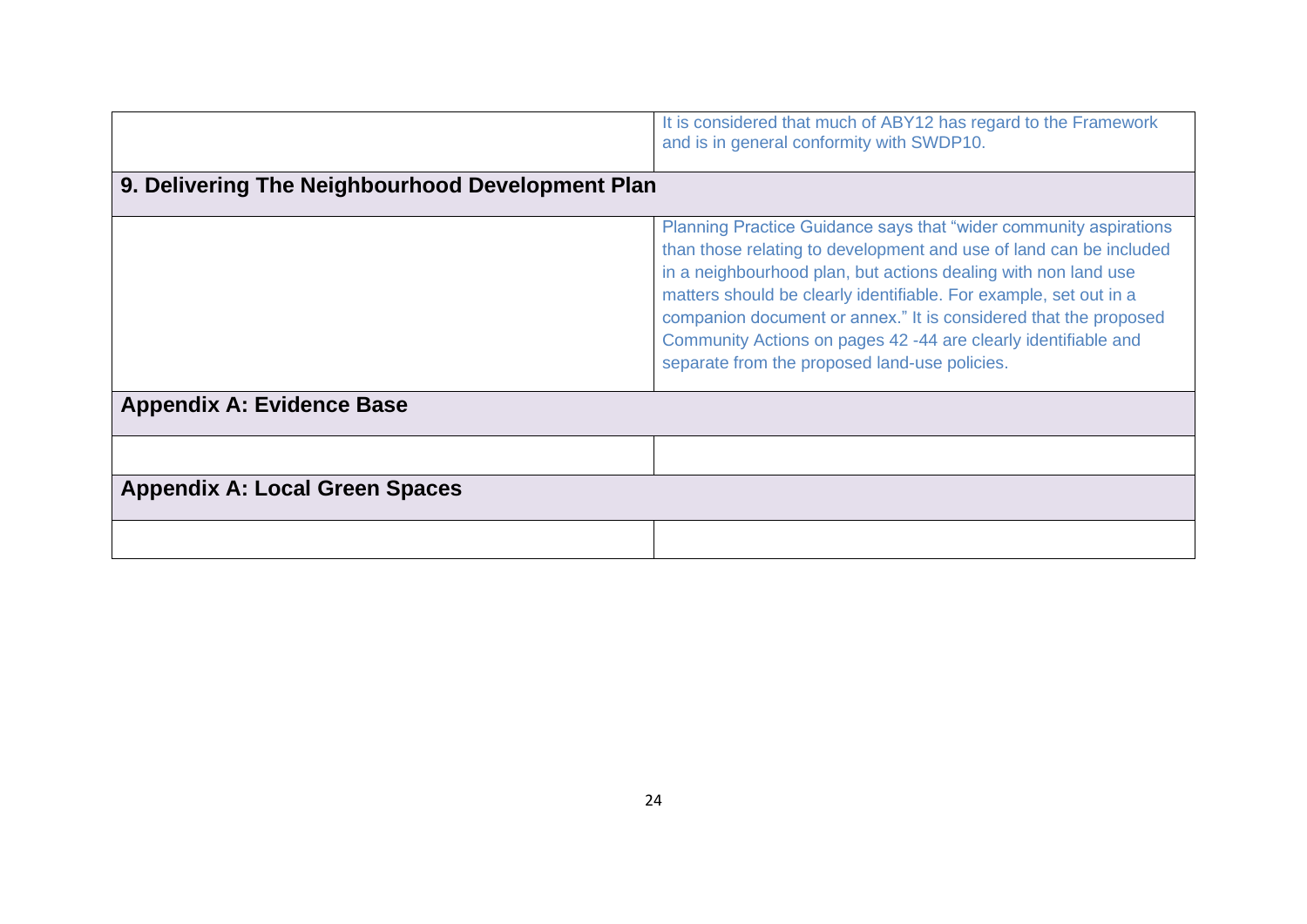| | |
|---|---|
| | It is considered that much of ABY12 has regard to the Framework and is in general conformity with SWDP10. |
| **9. Delivering The Neighbourhood Development Plan** | |
| | Planning Practice Guidance says that "wider community aspirations than those relating to development and use of land can be included in a neighbourhood plan, but actions dealing with non land use matters should be clearly identifiable. For example, set out in a companion document or annex." It is considered that the proposed Community Actions on pages 42 -44 are clearly identifiable and separate from the proposed land-use policies. |
| **Appendix A: Evidence Base** | |
| | |
| **Appendix A: Local Green Spaces** | |
| | |